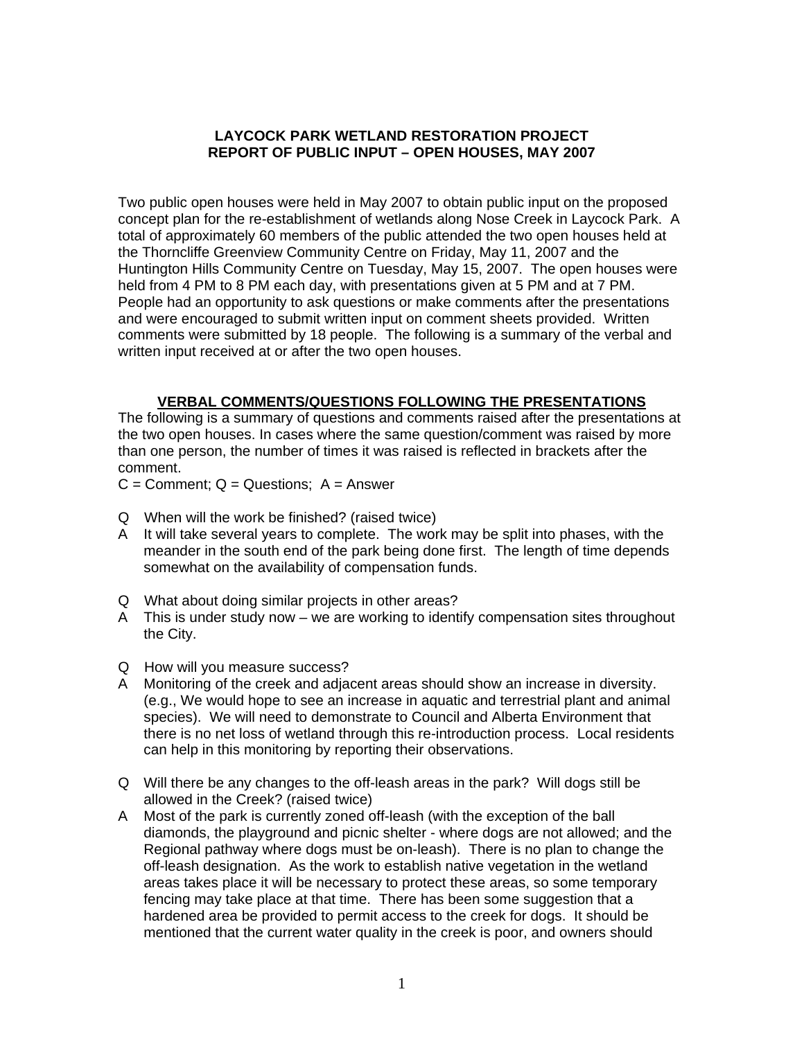# LAYCOCK PARK WETLAND RESTORATION PROJECT
# REPORT OF PUBLIC INPUT – OPEN HOUSES, MAY 2007

Two public open houses were held in May 2007 to obtain public input on the proposed concept plan for the re-establishment of wetlands along Nose Creek in Laycock Park. A total of approximately 60 members of the public attended the two open houses held at the Thorncliffe Greenview Community Centre on Friday, May 11, 2007 and the Huntington Hills Community Centre on Tuesday, May 15, 2007. The open houses were held from 4 PM to 8 PM each day, with presentations given at 5 PM and at 7 PM. People had an opportunity to ask questions or make comments after the presentations and were encouraged to submit written input on comment sheets provided. Written comments were submitted by 18 people. The following is a summary of the verbal and written input received at or after the two open houses.

## VERBAL COMMENTS/QUESTIONS FOLLOWING THE PRESENTATIONS

The following is a summary of questions and comments raised after the presentations at the two open houses. In cases where the same question/comment was raised by more than one person, the number of times it was raised is reflected in brackets after the comment.

C = Comment; Q = Questions; A = Answer

Q When will the work be finished? (raised twice)

A It will take several years to complete. The work may be split into phases, with the meander in the south end of the park being done first. The length of time depends somewhat on the availability of compensation funds.

Q What about doing similar projects in other areas?

A This is under study now – we are working to identify compensation sites throughout the City.

Q How will you measure success?

A Monitoring of the creek and adjacent areas should show an increase in diversity. (e.g., We would hope to see an increase in aquatic and terrestrial plant and animal species). We will need to demonstrate to Council and Alberta Environment that there is no net loss of wetland through this re-introduction process. Local residents can help in this monitoring by reporting their observations.

Q Will there be any changes to the off-leash areas in the park? Will dogs still be allowed in the Creek? (raised twice)

A Most of the park is currently zoned off-leash (with the exception of the ball diamonds, the playground and picnic shelter - where dogs are not allowed; and the Regional pathway where dogs must be on-leash). There is no plan to change the off-leash designation. As the work to establish native vegetation in the wetland areas takes place it will be necessary to protect these areas, so some temporary fencing may take place at that time. There has been some suggestion that a hardened area be provided to permit access to the creek for dogs. It should be mentioned that the current water quality in the creek is poor, and owners should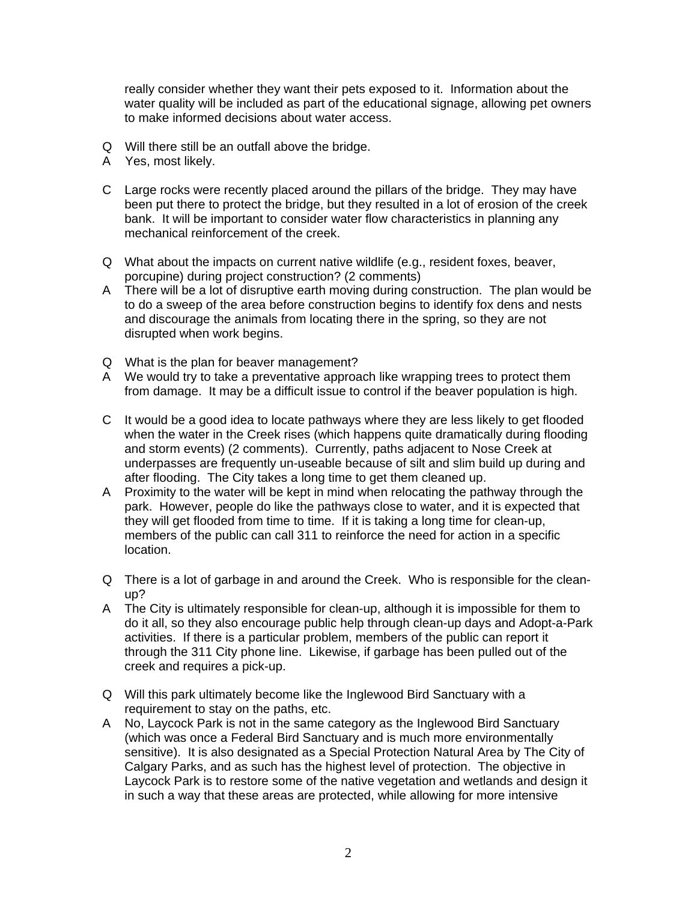really consider whether they want their pets exposed to it. Information about the water quality will be included as part of the educational signage, allowing pet owners to make informed decisions about water access.

Q Will there still be an outfall above the bridge.
A Yes, most likely.

C Large rocks were recently placed around the pillars of the bridge. They may have been put there to protect the bridge, but they resulted in a lot of erosion of the creek bank. It will be important to consider water flow characteristics in planning any mechanical reinforcement of the creek.

Q What about the impacts on current native wildlife (e.g., resident foxes, beaver, porcupine) during project construction? (2 comments)
A There will be a lot of disruptive earth moving during construction. The plan would be to do a sweep of the area before construction begins to identify fox dens and nests and discourage the animals from locating there in the spring, so they are not disrupted when work begins.

Q What is the plan for beaver management?
A We would try to take a preventative approach like wrapping trees to protect them from damage. It may be a difficult issue to control if the beaver population is high.

C It would be a good idea to locate pathways where they are less likely to get flooded when the water in the Creek rises (which happens quite dramatically during flooding and storm events) (2 comments). Currently, paths adjacent to Nose Creek at underpasses are frequently un-useable because of silt and slim build up during and after flooding. The City takes a long time to get them cleaned up.
A Proximity to the water will be kept in mind when relocating the pathway through the park. However, people do like the pathways close to water, and it is expected that they will get flooded from time to time. If it is taking a long time for clean-up, members of the public can call 311 to reinforce the need for action in a specific location.

Q There is a lot of garbage in and around the Creek. Who is responsible for the clean-up?
A The City is ultimately responsible for clean-up, although it is impossible for them to do it all, so they also encourage public help through clean-up days and Adopt-a-Park activities. If there is a particular problem, members of the public can report it through the 311 City phone line. Likewise, if garbage has been pulled out of the creek and requires a pick-up.

Q Will this park ultimately become like the Inglewood Bird Sanctuary with a requirement to stay on the paths, etc.
A No, Laycock Park is not in the same category as the Inglewood Bird Sanctuary (which was once a Federal Bird Sanctuary and is much more environmentally sensitive). It is also designated as a Special Protection Natural Area by The City of Calgary Parks, and as such has the highest level of protection. The objective in Laycock Park is to restore some of the native vegetation and wetlands and design it in such a way that these areas are protected, while allowing for more intensive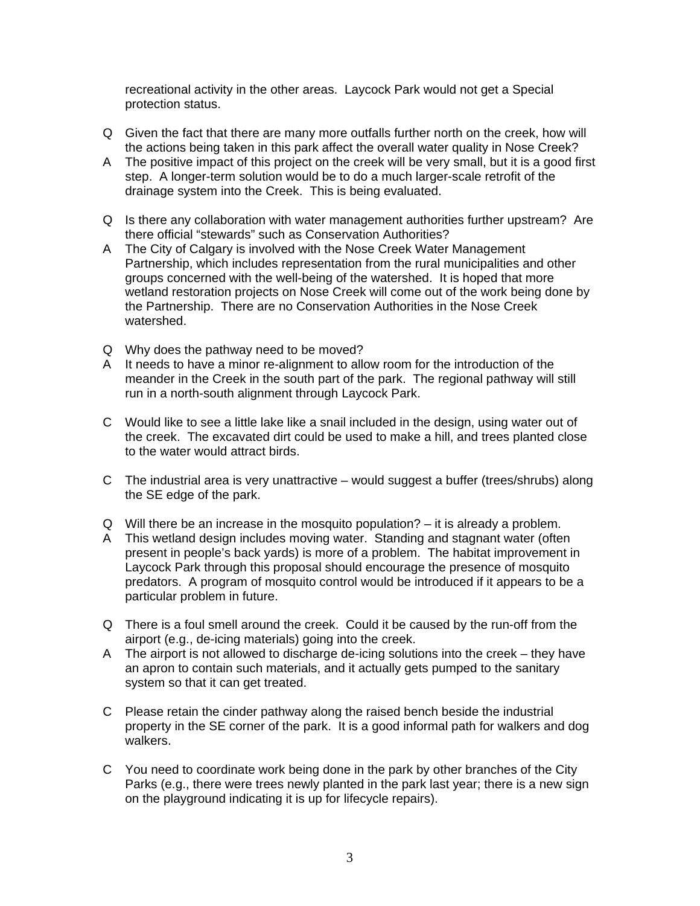recreational activity in the other areas. Laycock Park would not get a Special protection status.

Q Given the fact that there are many more outfalls further north on the creek, how will the actions being taken in this park affect the overall water quality in Nose Creek?

A The positive impact of this project on the creek will be very small, but it is a good first step. A longer-term solution would be to do a much larger-scale retrofit of the drainage system into the Creek. This is being evaluated.

Q Is there any collaboration with water management authorities further upstream? Are there official "stewards" such as Conservation Authorities?

A The City of Calgary is involved with the Nose Creek Water Management Partnership, which includes representation from the rural municipalities and other groups concerned with the well-being of the watershed. It is hoped that more wetland restoration projects on Nose Creek will come out of the work being done by the Partnership. There are no Conservation Authorities in the Nose Creek watershed.

Q Why does the pathway need to be moved?

A It needs to have a minor re-alignment to allow room for the introduction of the meander in the Creek in the south part of the park. The regional pathway will still run in a north-south alignment through Laycock Park.

C Would like to see a little lake like a snail included in the design, using water out of the creek. The excavated dirt could be used to make a hill, and trees planted close to the water would attract birds.

C The industrial area is very unattractive – would suggest a buffer (trees/shrubs) along the SE edge of the park.

Q Will there be an increase in the mosquito population? – it is already a problem.

A This wetland design includes moving water. Standing and stagnant water (often present in people's back yards) is more of a problem. The habitat improvement in Laycock Park through this proposal should encourage the presence of mosquito predators. A program of mosquito control would be introduced if it appears to be a particular problem in future.

Q There is a foul smell around the creek. Could it be caused by the run-off from the airport (e.g., de-icing materials) going into the creek.

A The airport is not allowed to discharge de-icing solutions into the creek – they have an apron to contain such materials, and it actually gets pumped to the sanitary system so that it can get treated.

C Please retain the cinder pathway along the raised bench beside the industrial property in the SE corner of the park. It is a good informal path for walkers and dog walkers.

C You need to coordinate work being done in the park by other branches of the City Parks (e.g., there were trees newly planted in the park last year; there is a new sign on the playground indicating it is up for lifecycle repairs).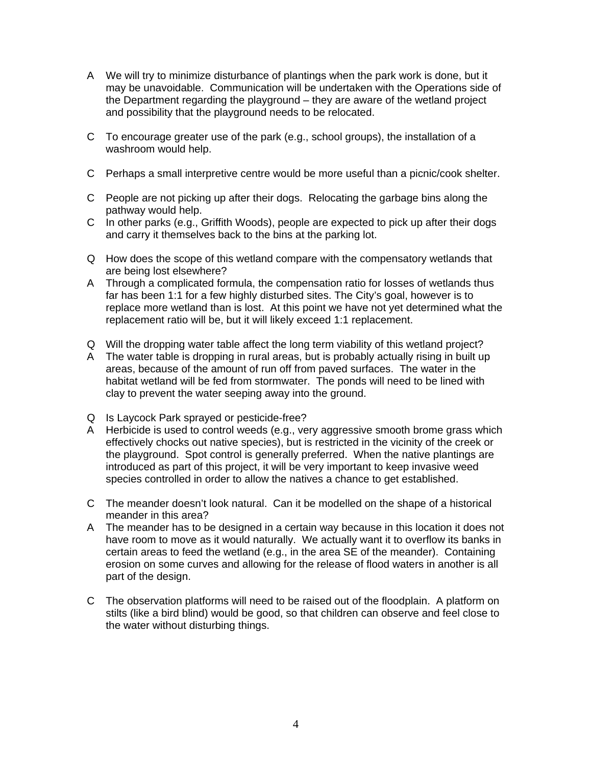A We will try to minimize disturbance of plantings when the park work is done, but it may be unavoidable. Communication will be undertaken with the Operations side of the Department regarding the playground – they are aware of the wetland project and possibility that the playground needs to be relocated.

C To encourage greater use of the park (e.g., school groups), the installation of a washroom would help.

C Perhaps a small interpretive centre would be more useful than a picnic/cook shelter.

C People are not picking up after their dogs. Relocating the garbage bins along the pathway would help.
C In other parks (e.g., Griffith Woods), people are expected to pick up after their dogs and carry it themselves back to the bins at the parking lot.

Q How does the scope of this wetland compare with the compensatory wetlands that are being lost elsewhere?
A Through a complicated formula, the compensation ratio for losses of wetlands thus far has been 1:1 for a few highly disturbed sites. The City's goal, however is to replace more wetland than is lost. At this point we have not yet determined what the replacement ratio will be, but it will likely exceed 1:1 replacement.

Q Will the dropping water table affect the long term viability of this wetland project?
A The water table is dropping in rural areas, but is probably actually rising in built up areas, because of the amount of run off from paved surfaces. The water in the habitat wetland will be fed from stormwater. The ponds will need to be lined with clay to prevent the water seeping away into the ground.

Q Is Laycock Park sprayed or pesticide-free?
A Herbicide is used to control weeds (e.g., very aggressive smooth brome grass which effectively chocks out native species), but is restricted in the vicinity of the creek or the playground. Spot control is generally preferred. When the native plantings are introduced as part of this project, it will be very important to keep invasive weed species controlled in order to allow the natives a chance to get established.

C The meander doesn't look natural. Can it be modelled on the shape of a historical meander in this area?
A The meander has to be designed in a certain way because in this location it does not have room to move as it would naturally. We actually want it to overflow its banks in certain areas to feed the wetland (e.g., in the area SE of the meander). Containing erosion on some curves and allowing for the release of flood waters in another is all part of the design.

C The observation platforms will need to be raised out of the floodplain. A platform on stilts (like a bird blind) would be good, so that children can observe and feel close to the water without disturbing things.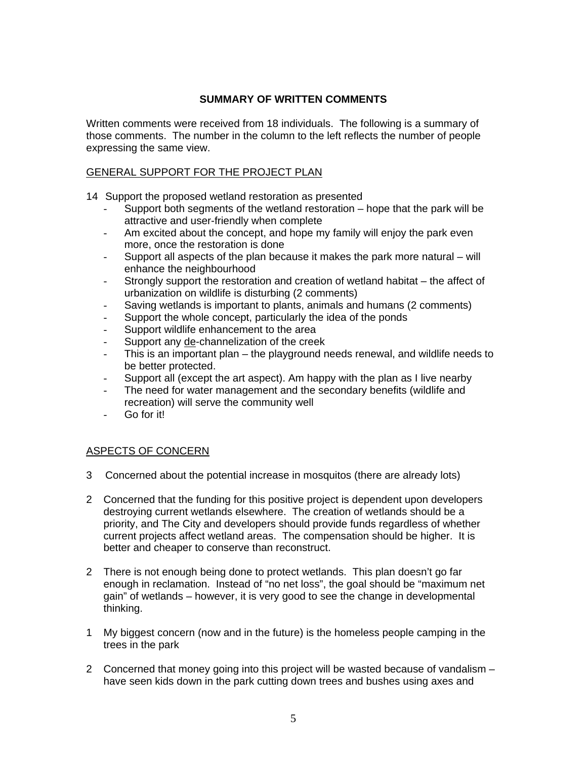## SUMMARY OF WRITTEN COMMENTS

Written comments were received from 18 individuals. The following is a summary of those comments. The number in the column to the left reflects the number of people expressing the same view.

<u>GENERAL SUPPORT FOR THE PROJECT PLAN</u>

14 Support the proposed wetland restoration as presented

- Support both segments of the wetland restoration – hope that the park will be attractive and user-friendly when complete
- Am excited about the concept, and hope my family will enjoy the park even more, once the restoration is done
- Support all aspects of the plan because it makes the park more natural – will enhance the neighbourhood
- Strongly support the restoration and creation of wetland habitat – the affect of urbanization on wildlife is disturbing (2 comments)
- Saving wetlands is important to plants, animals and humans (2 comments)
- Support the whole concept, particularly the idea of the ponds
- Support wildlife enhancement to the area
- Support any <u>de</u>-channelization of the creek
- This is an important plan – the playground needs renewal, and wildlife needs to be better protected.
- Support all (except the art aspect). Am happy with the plan as I live nearby
- The need for water management and the secondary benefits (wildlife and recreation) will serve the community well
- Go for it!

<u>ASPECTS OF CONCERN</u>

3 Concerned about the potential increase in mosquitos (there are already lots)

2 Concerned that the funding for this positive project is dependent upon developers destroying current wetlands elsewhere. The creation of wetlands should be a priority, and The City and developers should provide funds regardless of whether current projects affect wetland areas. The compensation should be higher. It is better and cheaper to conserve than reconstruct.

2 There is not enough being done to protect wetlands. This plan doesn't go far enough in reclamation. Instead of "no net loss", the goal should be "maximum net gain" of wetlands – however, it is very good to see the change in developmental thinking.

1 My biggest concern (now and in the future) is the homeless people camping in the trees in the park

2 Concerned that money going into this project will be wasted because of vandalism – have seen kids down in the park cutting down trees and bushes using axes and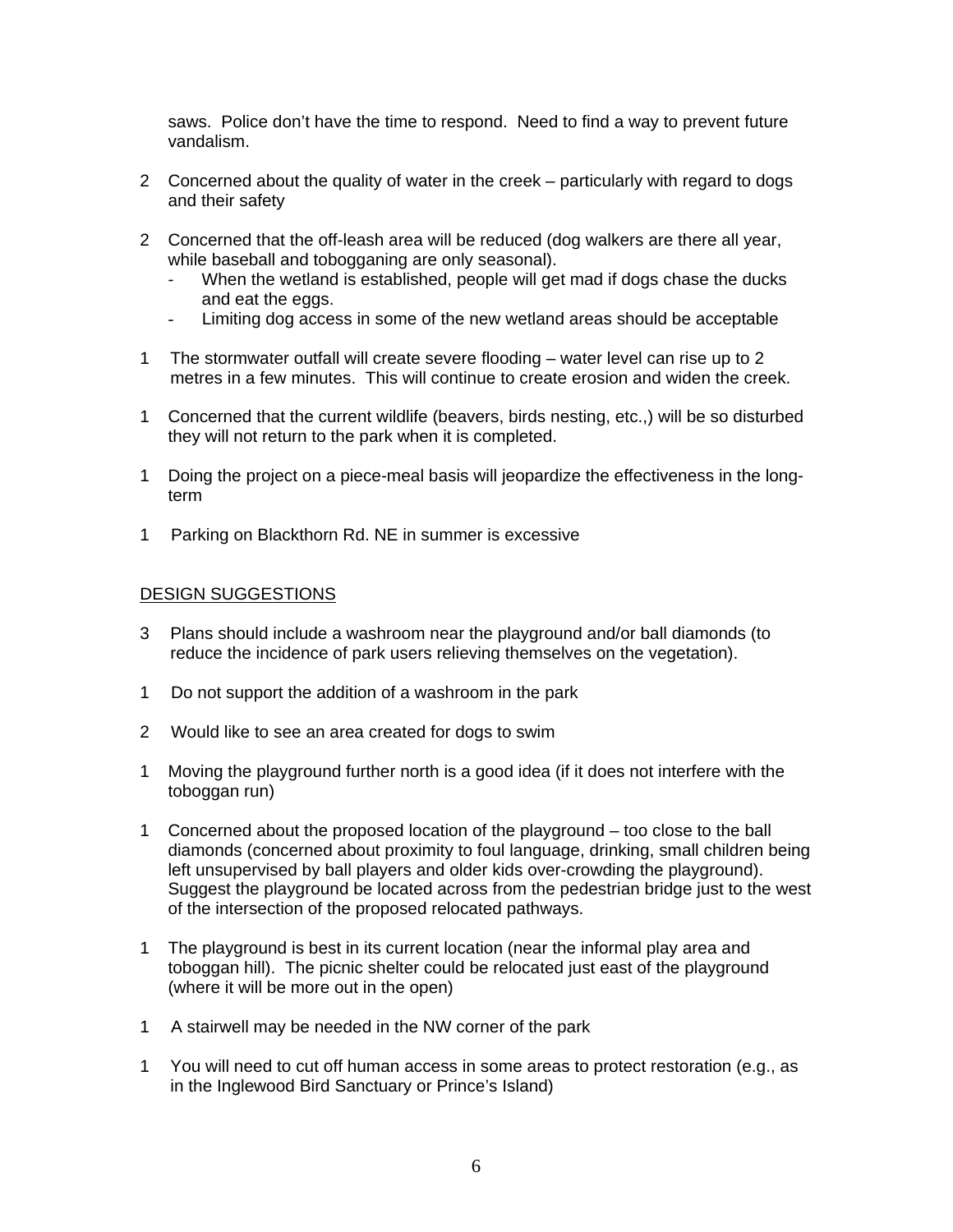saws. Police don't have the time to respond. Need to find a way to prevent future vandalism.

2 Concerned about the quality of water in the creek – particularly with regard to dogs and their safety

2 Concerned that the off-leash area will be reduced (dog walkers are there all year, while baseball and tobogganing are only seasonal).
   - When the wetland is established, people will get mad if dogs chase the ducks and eat the eggs.
   - Limiting dog access in some of the new wetland areas should be acceptable

1 The stormwater outfall will create severe flooding – water level can rise up to 2 metres in a few minutes. This will continue to create erosion and widen the creek.

1 Concerned that the current wildlife (beavers, birds nesting, etc.,) will be so disturbed they will not return to the park when it is completed.

1 Doing the project on a piece-meal basis will jeopardize the effectiveness in the long-term

1 Parking on Blackthorn Rd. NE in summer is excessive

<u>DESIGN SUGGESTIONS</u>

3 Plans should include a washroom near the playground and/or ball diamonds (to reduce the incidence of park users relieving themselves on the vegetation).

1 Do not support the addition of a washroom in the park

2 Would like to see an area created for dogs to swim

1 Moving the playground further north is a good idea (if it does not interfere with the toboggan run)

1 Concerned about the proposed location of the playground – too close to the ball diamonds (concerned about proximity to foul language, drinking, small children being left unsupervised by ball players and older kids over-crowding the playground). Suggest the playground be located across from the pedestrian bridge just to the west of the intersection of the proposed relocated pathways.

1 The playground is best in its current location (near the informal play area and toboggan hill). The picnic shelter could be relocated just east of the playground (where it will be more out in the open)

1 A stairwell may be needed in the NW corner of the park

1 You will need to cut off human access in some areas to protect restoration (e.g., as in the Inglewood Bird Sanctuary or Prince's Island)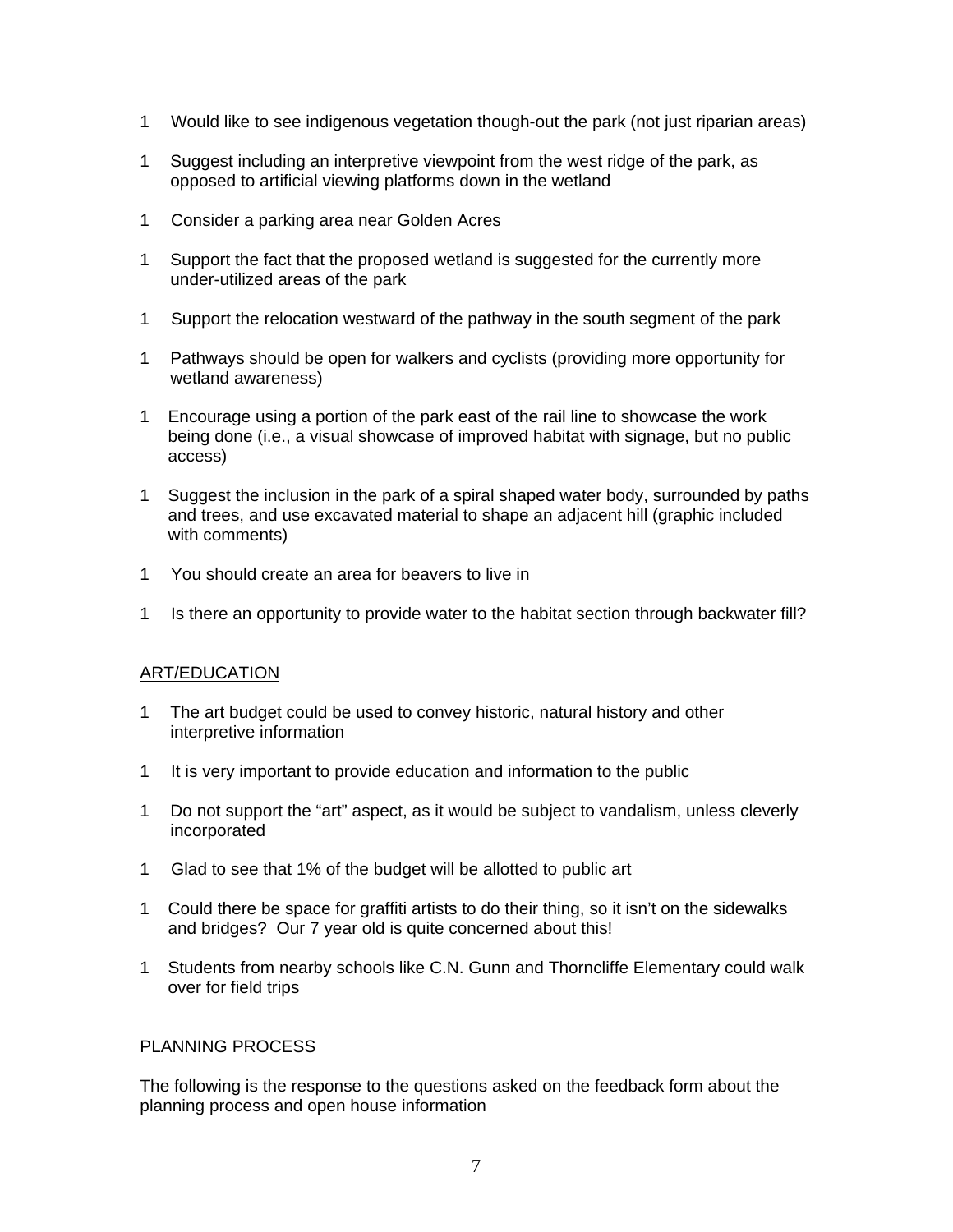1 Would like to see indigenous vegetation though-out the park (not just riparian areas)

1 Suggest including an interpretive viewpoint from the west ridge of the park, as opposed to artificial viewing platforms down in the wetland

1 Consider a parking area near Golden Acres

1 Support the fact that the proposed wetland is suggested for the currently more under-utilized areas of the park

1 Support the relocation westward of the pathway in the south segment of the park

1 Pathways should be open for walkers and cyclists (providing more opportunity for wetland awareness)

1 Encourage using a portion of the park east of the rail line to showcase the work being done (i.e., a visual showcase of improved habitat with signage, but no public access)

1 Suggest the inclusion in the park of a spiral shaped water body, surrounded by paths and trees, and use excavated material to shape an adjacent hill (graphic included with comments)

1 You should create an area for beavers to live in

1 Is there an opportunity to provide water to the habitat section through backwater fill?

## ART/EDUCATION

1 The art budget could be used to convey historic, natural history and other interpretive information

1 It is very important to provide education and information to the public

1 Do not support the "art" aspect, as it would be subject to vandalism, unless cleverly incorporated

1 Glad to see that 1% of the budget will be allotted to public art

1 Could there be space for graffiti artists to do their thing, so it isn't on the sidewalks and bridges? Our 7 year old is quite concerned about this!

1 Students from nearby schools like C.N. Gunn and Thorncliffe Elementary could walk over for field trips

## PLANNING PROCESS

The following is the response to the questions asked on the feedback form about the planning process and open house information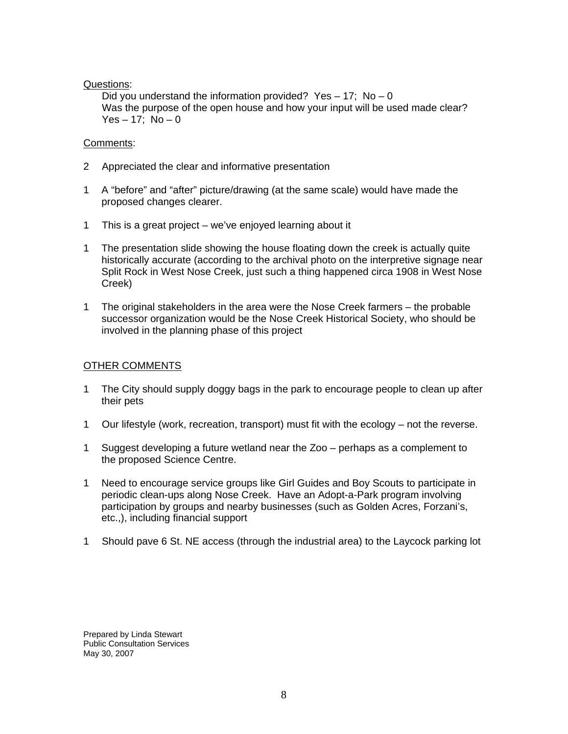Questions:

Did you understand the information provided?  Yes – 17;  No – 0
Was the purpose of the open house and how your input will be used made clear?
Yes – 17;  No – 0

Comments:

2  Appreciated the clear and informative presentation

1  A "before" and "after" picture/drawing (at the same scale) would have made the proposed changes clearer.

1  This is a great project – we've enjoyed learning about it

1  The presentation slide showing the house floating down the creek is actually quite historically accurate (according to the archival photo on the interpretive signage near Split Rock in West Nose Creek, just such a thing happened circa 1908 in West Nose Creek)

1  The original stakeholders in the area were the Nose Creek farmers – the probable successor organization would be the Nose Creek Historical Society, who should be involved in the planning phase of this project

OTHER COMMENTS

1  The City should supply doggy bags in the park to encourage people to clean up after their pets

1  Our lifestyle (work, recreation, transport) must fit with the ecology – not the reverse.

1  Suggest developing a future wetland near the Zoo – perhaps as a complement to the proposed Science Centre.

1  Need to encourage service groups like Girl Guides and Boy Scouts to participate in periodic clean-ups along Nose Creek.  Have an Adopt-a-Park program involving participation by groups and nearby businesses (such as Golden Acres, Forzani's, etc.,), including financial support

1  Should pave 6 St. NE access (through the industrial area) to the Laycock parking lot

Prepared by Linda Stewart
Public Consultation Services
May 30, 2007